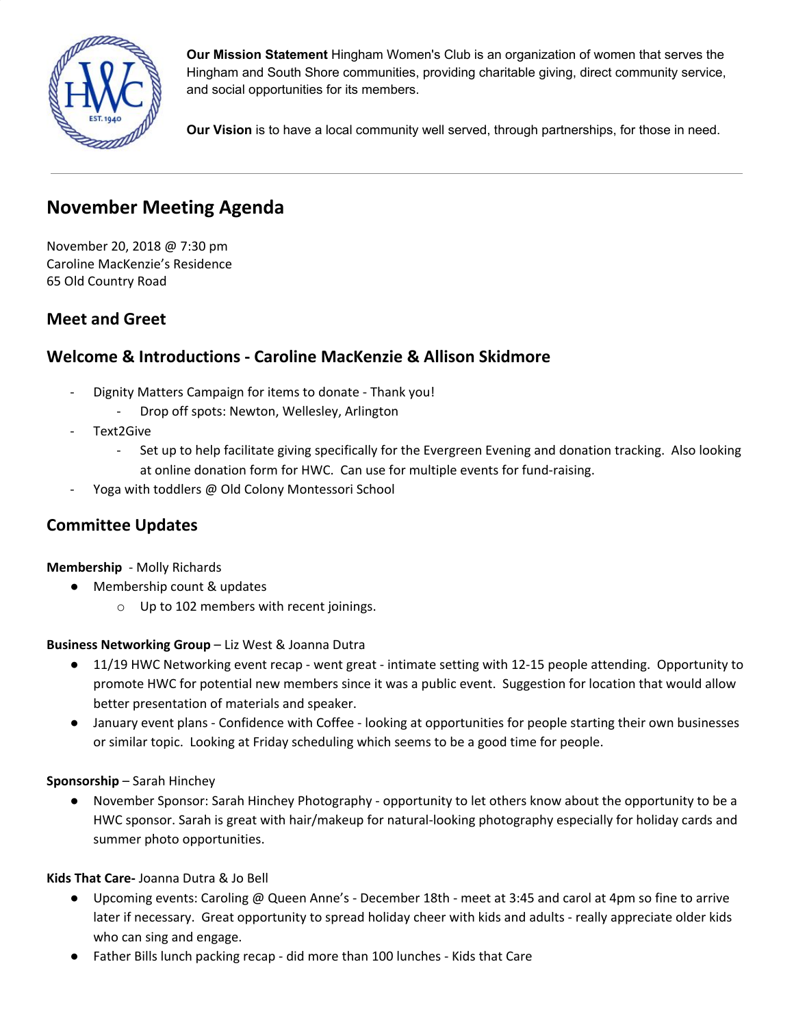**Our Mission Statement** Hingham Women's Club is an organization of women that serves the Hingham and South Shore communities, providing charitable giving, direct community service, and social opportunities for its members.

**Our Vision** is to have a local community well served, through partnerships, for those in need.

---

## November Meeting Agenda

November 20, 2018 @ 7:30 pm
Caroline MacKenzie's Residence
65 Old Country Road

### Meet and Greet

### Welcome & Introductions - Caroline MacKenzie & Allison Skidmore

- Dignity Matters Campaign for items to donate - Thank you!
  - Drop off spots: Newton, Wellesley, Arlington
- Text2Give
  - Set up to help facilitate giving specifically for the Evergreen Evening and donation tracking. Also looking at online donation form for HWC. Can use for multiple events for fund-raising.
- Yoga with toddlers @ Old Colony Montessori School

### Committee Updates

**Membership** - Molly Richards

- Membership count & updates
  - Up to 102 members with recent joinings.

**Business Networking Group** – Liz West & Joanna Dutra

- 11/19 HWC Networking event recap - went great - intimate setting with 12-15 people attending. Opportunity to promote HWC for potential new members since it was a public event. Suggestion for location that would allow better presentation of materials and speaker.
- January event plans - Confidence with Coffee - looking at opportunities for people starting their own businesses or similar topic. Looking at Friday scheduling which seems to be a good time for people.

**Sponsorship** – Sarah Hinchey

- November Sponsor: Sarah Hinchey Photography - opportunity to let others know about the opportunity to be a HWC sponsor. Sarah is great with hair/makeup for natural-looking photography especially for holiday cards and summer photo opportunities.

**Kids That Care-** Joanna Dutra & Jo Bell

- Upcoming events: Caroling @ Queen Anne's - December 18th - meet at 3:45 and carol at 4pm so fine to arrive later if necessary. Great opportunity to spread holiday cheer with kids and adults - really appreciate older kids who can sing and engage.
- Father Bills lunch packing recap - did more than 100 lunches - Kids that Care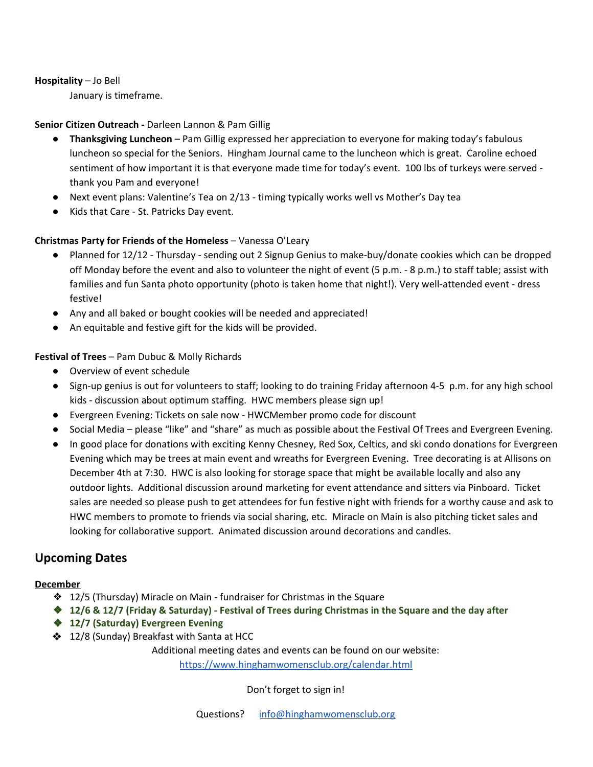**Hospitality** – Jo Bell

January is timeframe.

**Senior Citizen Outreach -** Darleen Lannon & Pam Gillig

- **Thanksgiving Luncheon** – Pam Gillig expressed her appreciation to everyone for making today's fabulous luncheon so special for the Seniors. Hingham Journal came to the luncheon which is great. Caroline echoed sentiment of how important it is that everyone made time for today's event. 100 lbs of turkeys were served - thank you Pam and everyone!
- Next event plans: Valentine's Tea on 2/13 - timing typically works well vs Mother's Day tea
- Kids that Care - St. Patricks Day event.

**Christmas Party for Friends of the Homeless** – Vanessa O'Leary

- Planned for 12/12 - Thursday - sending out 2 Signup Genius to make-buy/donate cookies which can be dropped off Monday before the event and also to volunteer the night of event (5 p.m. - 8 p.m.) to staff table; assist with families and fun Santa photo opportunity (photo is taken home that night!). Very well-attended event - dress festive!
- Any and all baked or bought cookies will be needed and appreciated!
- An equitable and festive gift for the kids will be provided.

**Festival of Trees** – Pam Dubuc & Molly Richards

- Overview of event schedule
- Sign-up genius is out for volunteers to staff; looking to do training Friday afternoon 4-5 p.m. for any high school kids - discussion about optimum staffing. HWC members please sign up!
- Evergreen Evening: Tickets on sale now - HWCMember promo code for discount
- Social Media – please "like" and "share" as much as possible about the Festival Of Trees and Evergreen Evening.
- In good place for donations with exciting Kenny Chesney, Red Sox, Celtics, and ski condo donations for Evergreen Evening which may be trees at main event and wreaths for Evergreen Evening. Tree decorating is at Allisons on December 4th at 7:30. HWC is also looking for storage space that might be available locally and also any outdoor lights. Additional discussion around marketing for event attendance and sitters via Pinboard. Ticket sales are needed so please push to get attendees for fun festive night with friends for a worthy cause and ask to HWC members to promote to friends via social sharing, etc. Miracle on Main is also pitching ticket sales and looking for collaborative support. Animated discussion around decorations and candles.

## Upcoming Dates

**December**

- 12/5 (Thursday) Miracle on Main - fundraiser for Christmas in the Square
- **12/6 & 12/7 (Friday & Saturday) - Festival of Trees during Christmas in the Square and the day after**
- **12/7 (Saturday) Evergreen Evening**
- 12/8 (Sunday) Breakfast with Santa at HCC

Additional meeting dates and events can be found on our website:
https://www.hinghamwomensclub.org/calendar.html

Don't forget to sign in!

Questions? info@hinghamwomensclub.org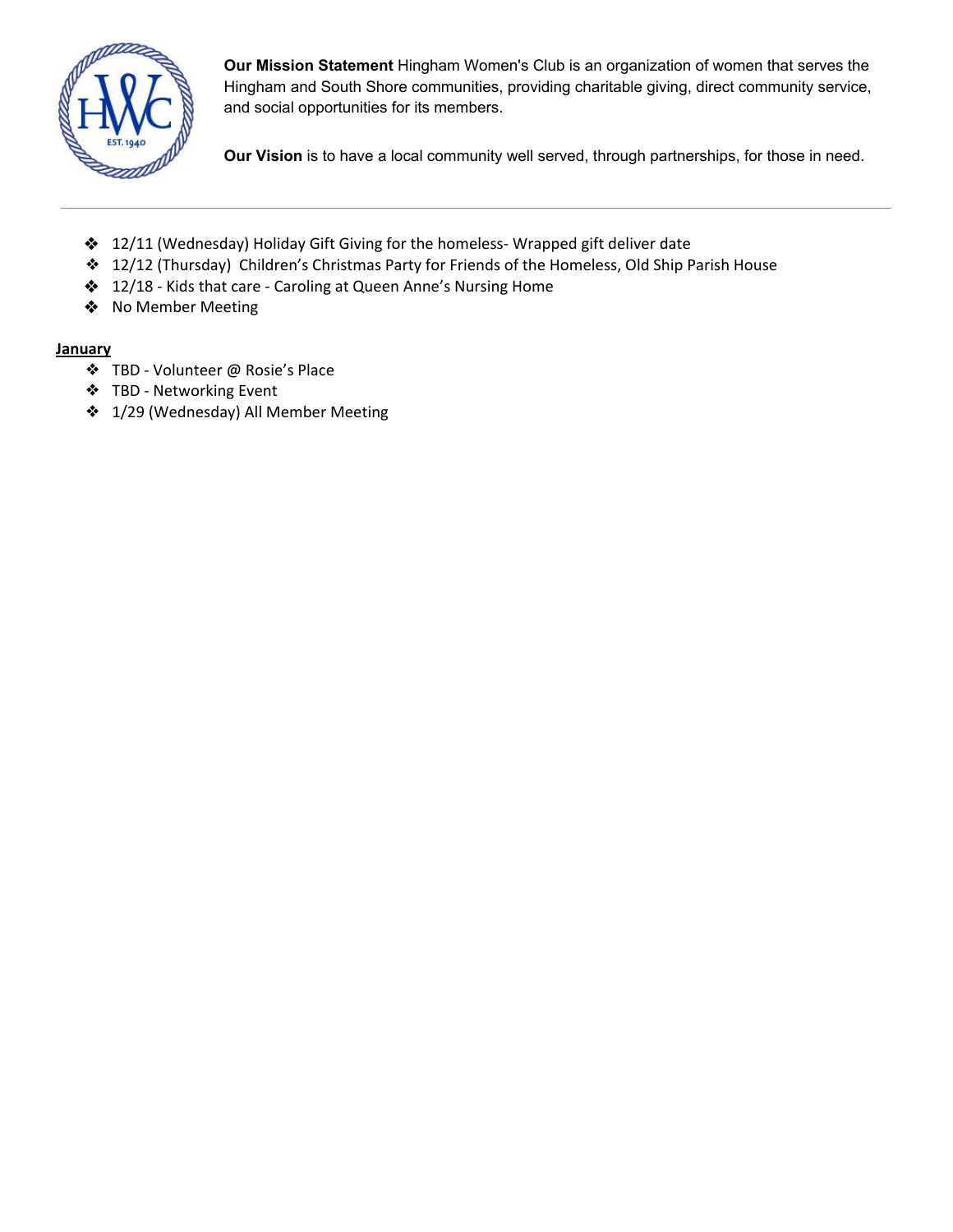**Our Mission Statement** Hingham Women's Club is an organization of women that serves the Hingham and South Shore communities, providing charitable giving, direct community service, and social opportunities for its members.

**Our Vision** is to have a local community well served, through partnerships, for those in need.

---

- 12/11 (Wednesday) Holiday Gift Giving for the homeless- Wrapped gift deliver date
- 12/12 (Thursday) Children's Christmas Party for Friends of the Homeless, Old Ship Parish House
- 12/18 - Kids that care - Caroling at Queen Anne's Nursing Home
- No Member Meeting

**January**

- TBD - Volunteer @ Rosie's Place
- TBD - Networking Event
- 1/29 (Wednesday) All Member Meeting